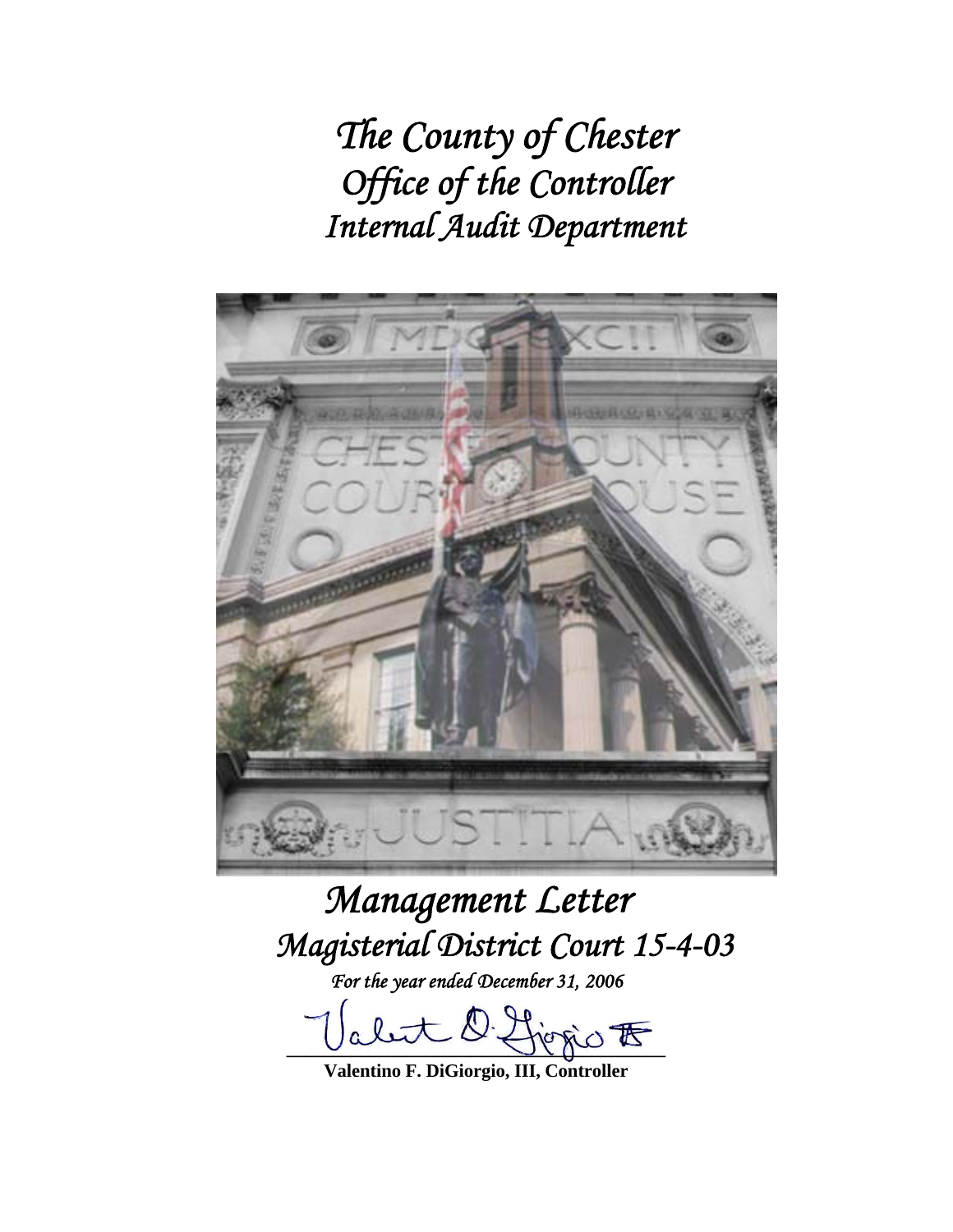# *The County of Chester*
# *Office of the Controller*
# *Internal Audit Department*

# *Management Letter*
## *Magisterial District Court 15-4-03*

*For the year ended December 31, 2006*

**Valentino F. DiGiorgio, III, Controller**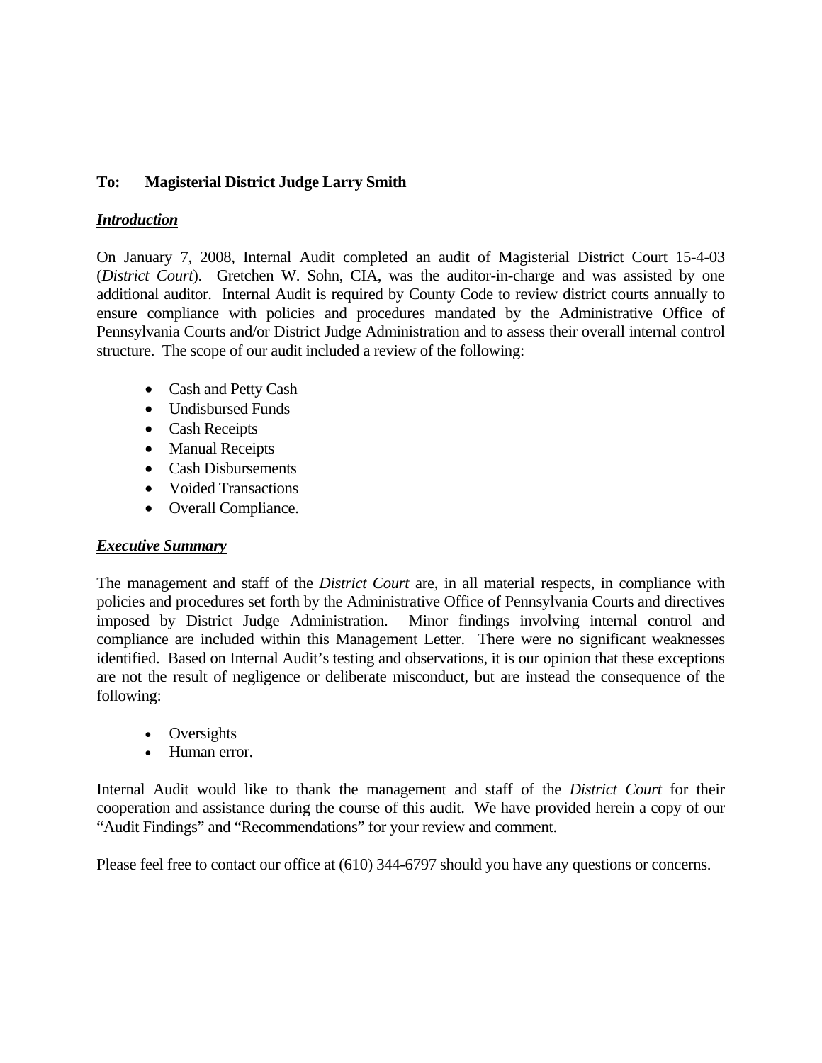**To: Magisterial District Judge Larry Smith**

***Introduction***

On January 7, 2008, Internal Audit completed an audit of Magisterial District Court 15-4-03 (*District Court*). Gretchen W. Sohn, CIA, was the auditor-in-charge and was assisted by one additional auditor. Internal Audit is required by County Code to review district courts annually to ensure compliance with policies and procedures mandated by the Administrative Office of Pennsylvania Courts and/or District Judge Administration and to assess their overall internal control structure. The scope of our audit included a review of the following:

- Cash and Petty Cash
- Undisbursed Funds
- Cash Receipts
- Manual Receipts
- Cash Disbursements
- Voided Transactions
- Overall Compliance.

***Executive Summary***

The management and staff of the *District Court* are, in all material respects, in compliance with policies and procedures set forth by the Administrative Office of Pennsylvania Courts and directives imposed by District Judge Administration. Minor findings involving internal control and compliance are included within this Management Letter. There were no significant weaknesses identified. Based on Internal Audit's testing and observations, it is our opinion that these exceptions are not the result of negligence or deliberate misconduct, but are instead the consequence of the following:

- Oversights
- Human error.

Internal Audit would like to thank the management and staff of the *District Court* for their cooperation and assistance during the course of this audit. We have provided herein a copy of our "Audit Findings" and "Recommendations" for your review and comment.

Please feel free to contact our office at (610) 344-6797 should you have any questions or concerns.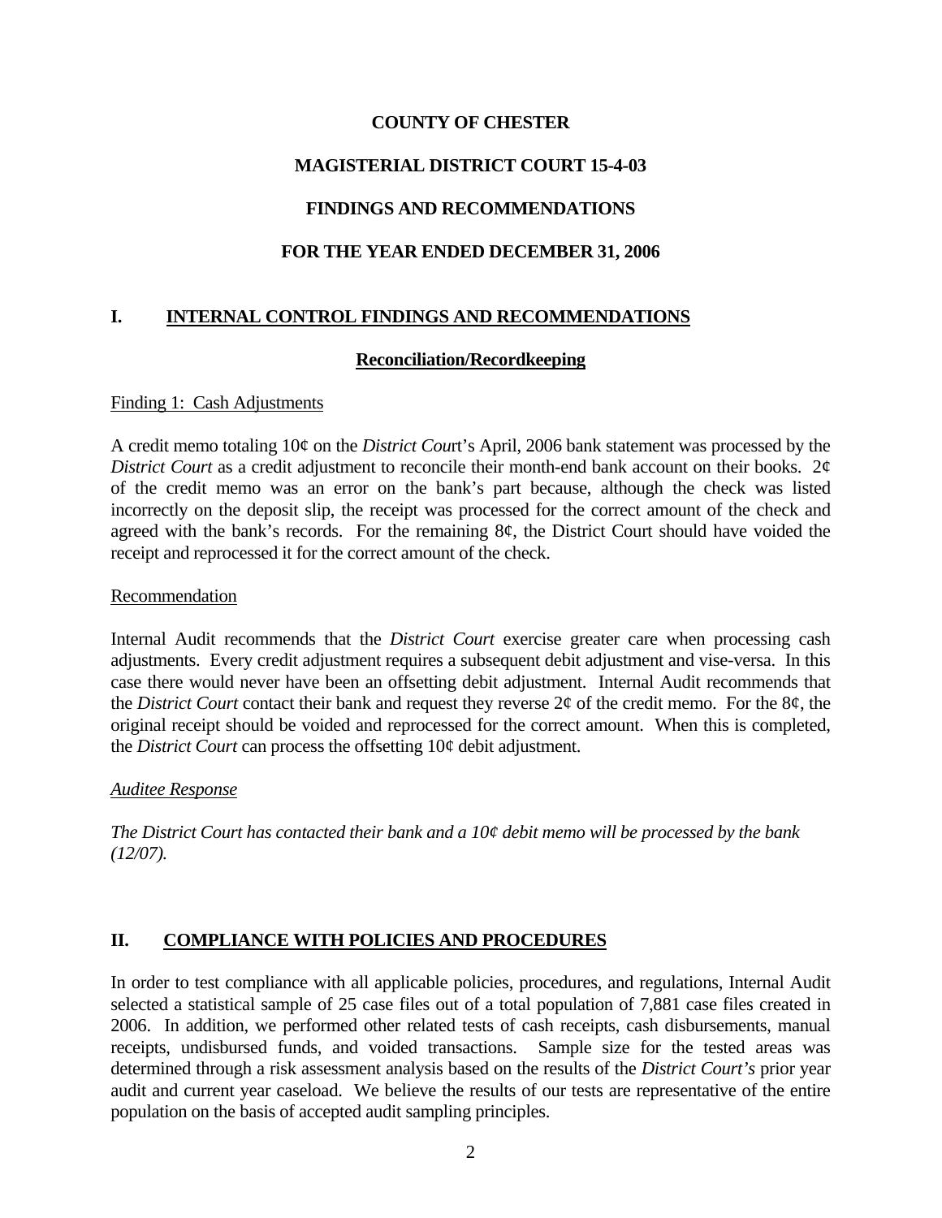**COUNTY OF CHESTER**

**MAGISTERIAL DISTRICT COURT 15-4-03**

**FINDINGS AND RECOMMENDATIONS**

**FOR THE YEAR ENDED DECEMBER 31, 2006**

## I. INTERNAL CONTROL FINDINGS AND RECOMMENDATIONS

### Reconciliation/Recordkeeping

Finding 1: Cash Adjustments

A credit memo totaling 10¢ on the *District Cour*t's April, 2006 bank statement was processed by the *District Court* as a credit adjustment to reconcile their month-end bank account on their books. 2¢ of the credit memo was an error on the bank's part because, although the check was listed incorrectly on the deposit slip, the receipt was processed for the correct amount of the check and agreed with the bank's records. For the remaining 8¢, the District Court should have voided the receipt and reprocessed it for the correct amount of the check.

Recommendation

Internal Audit recommends that the *District Court* exercise greater care when processing cash adjustments. Every credit adjustment requires a subsequent debit adjustment and vise-versa. In this case there would never have been an offsetting debit adjustment. Internal Audit recommends that the *District Court* contact their bank and request they reverse 2¢ of the credit memo. For the 8¢, the original receipt should be voided and reprocessed for the correct amount. When this is completed, the *District Court* can process the offsetting 10¢ debit adjustment.

*Auditee Response*

*The District Court has contacted their bank and a 10¢ debit memo will be processed by the bank (12/07).*

## II. COMPLIANCE WITH POLICIES AND PROCEDURES

In order to test compliance with all applicable policies, procedures, and regulations, Internal Audit selected a statistical sample of 25 case files out of a total population of 7,881 case files created in 2006. In addition, we performed other related tests of cash receipts, cash disbursements, manual receipts, undisbursed funds, and voided transactions. Sample size for the tested areas was determined through a risk assessment analysis based on the results of the *District Court's* prior year audit and current year caseload. We believe the results of our tests are representative of the entire population on the basis of accepted audit sampling principles.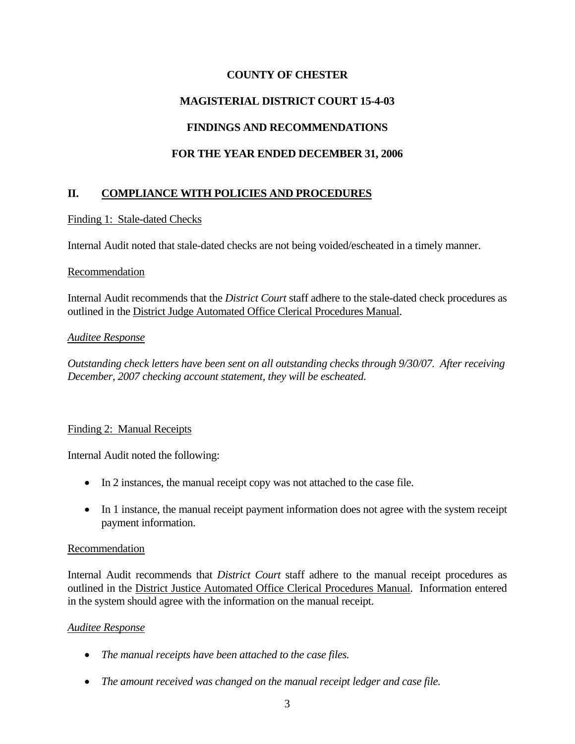**COUNTY OF CHESTER**

**MAGISTERIAL DISTRICT COURT 15-4-03**

**FINDINGS AND RECOMMENDATIONS**

**FOR THE YEAR ENDED DECEMBER 31, 2006**

## II. COMPLIANCE WITH POLICIES AND PROCEDURES

Finding 1: Stale-dated Checks

Internal Audit noted that stale-dated checks are not being voided/escheated in a timely manner.

Recommendation

Internal Audit recommends that the *District Court* staff adhere to the stale-dated check procedures as outlined in the District Judge Automated Office Clerical Procedures Manual.

*Auditee Response*

*Outstanding check letters have been sent on all outstanding checks through 9/30/07. After receiving December, 2007 checking account statement, they will be escheated.*

Finding 2: Manual Receipts

Internal Audit noted the following:

- In 2 instances, the manual receipt copy was not attached to the case file.
- In 1 instance, the manual receipt payment information does not agree with the system receipt payment information.

Recommendation

Internal Audit recommends that *District Court* staff adhere to the manual receipt procedures as outlined in the District Justice Automated Office Clerical Procedures Manual. Information entered in the system should agree with the information on the manual receipt.

*Auditee Response*

- *The manual receipts have been attached to the case files.*
- *The amount received was changed on the manual receipt ledger and case file.*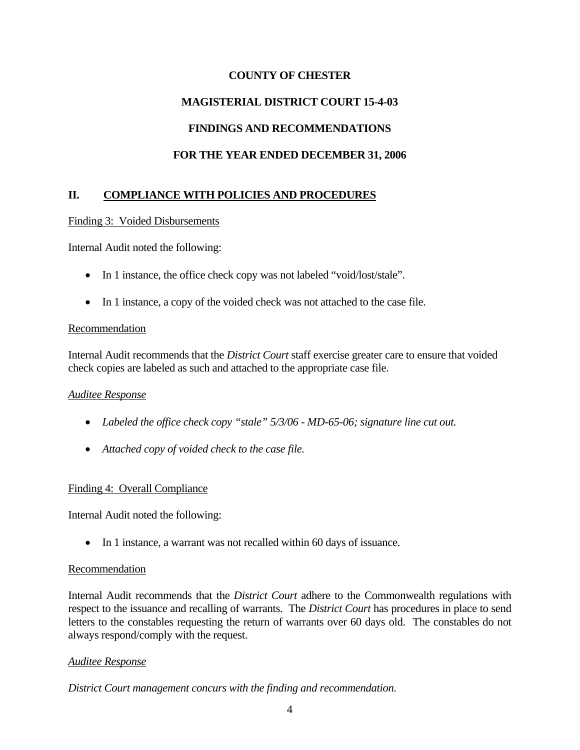# COUNTY OF CHESTER

## MAGISTERIAL DISTRICT COURT 15-4-03

## FINDINGS AND RECOMMENDATIONS

## FOR THE YEAR ENDED DECEMBER 31, 2006

### II. COMPLIANCE WITH POLICIES AND PROCEDURES

Finding 3: Voided Disbursements

Internal Audit noted the following:

- In 1 instance, the office check copy was not labeled "void/lost/stale".
- In 1 instance, a copy of the voided check was not attached to the case file.

Recommendation

Internal Audit recommends that the *District Court* staff exercise greater care to ensure that voided check copies are labeled as such and attached to the appropriate case file.

*Auditee Response*

- *Labeled the office check copy "stale" 5/3/06 - MD-65-06; signature line cut out.*
- *Attached copy of voided check to the case file.*

Finding 4: Overall Compliance

Internal Audit noted the following:

- In 1 instance, a warrant was not recalled within 60 days of issuance.

Recommendation

Internal Audit recommends that the *District Court* adhere to the Commonwealth regulations with respect to the issuance and recalling of warrants. The *District Court* has procedures in place to send letters to the constables requesting the return of warrants over 60 days old. The constables do not always respond/comply with the request.

*Auditee Response*

*District Court management concurs with the finding and recommendation.*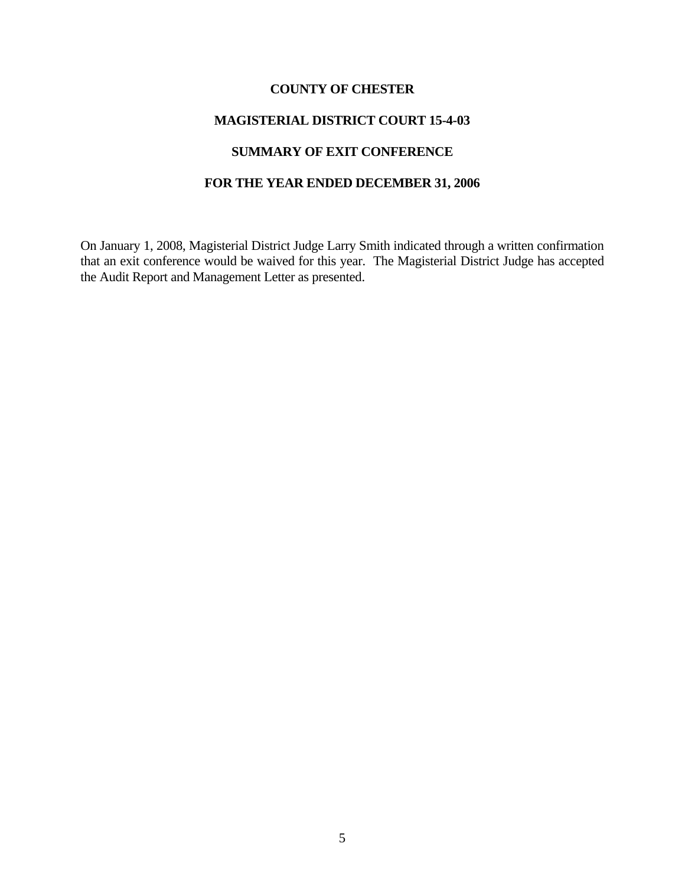**COUNTY OF CHESTER**

**MAGISTERIAL DISTRICT COURT 15-4-03**

**SUMMARY OF EXIT CONFERENCE**

**FOR THE YEAR ENDED DECEMBER 31, 2006**

On January 1, 2008, Magisterial District Judge Larry Smith indicated through a written confirmation that an exit conference would be waived for this year. The Magisterial District Judge has accepted the Audit Report and Management Letter as presented.